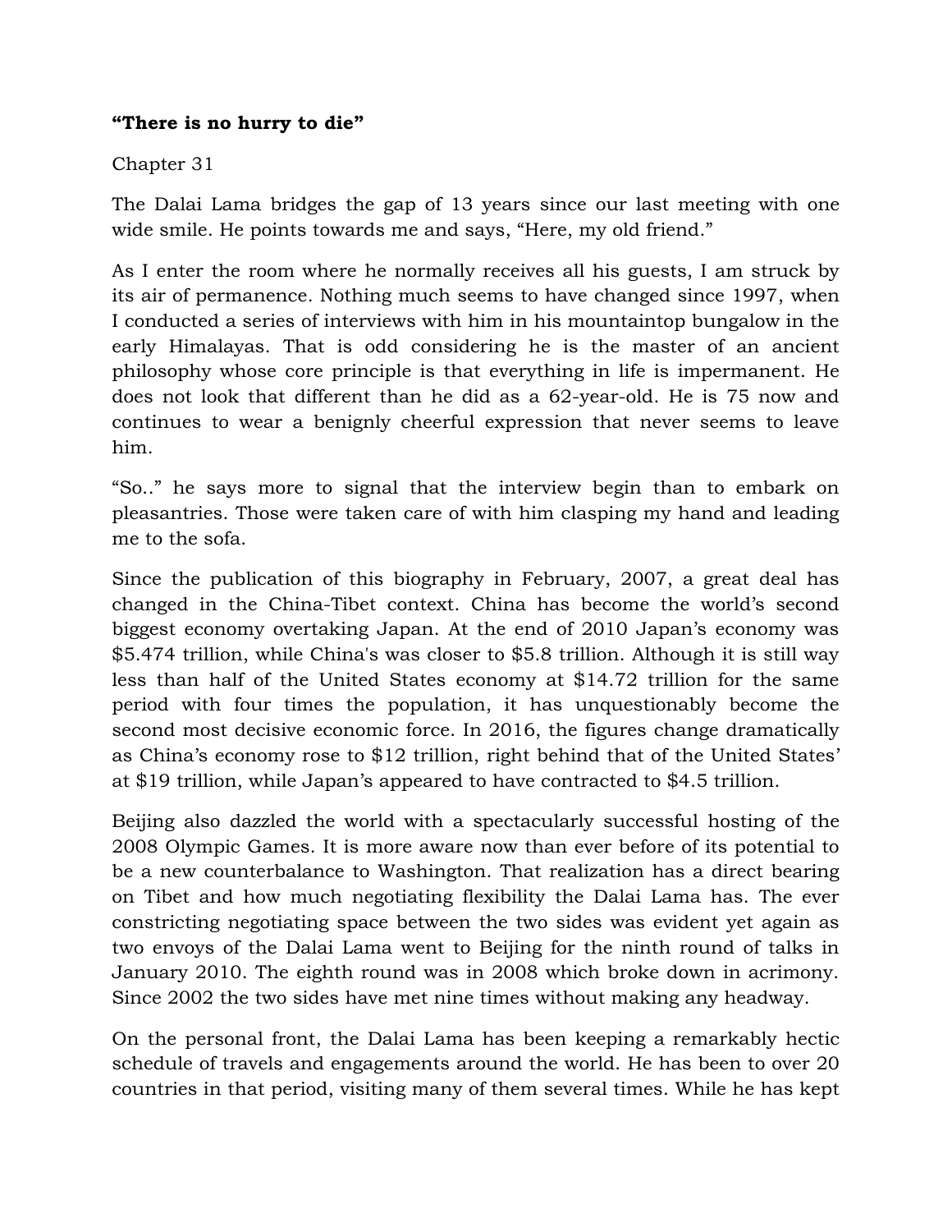**“There is no hurry to die”**

Chapter 31

The Dalai Lama bridges the gap of 13 years since our last meeting with one wide smile. He points towards me and says, “Here, my old friend.”

As I enter the room where he normally receives all his guests, I am struck by its air of permanence. Nothing much seems to have changed since 1997, when I conducted a series of interviews with him in his mountaintop bungalow in the early Himalayas. That is odd considering he is the master of an ancient philosophy whose core principle is that everything in life is impermanent. He does not look that different than he did as a 62-year-old. He is 75 now and continues to wear a benignly cheerful expression that never seems to leave him.

“So..” he says more to signal that the interview begin than to embark on pleasantries. Those were taken care of with him clasping my hand and leading me to the sofa.

Since the publication of this biography in February, 2007, a great deal has changed in the China-Tibet context. China has become the world’s second biggest economy overtaking Japan. At the end of 2010 Japan’s economy was $5.474 trillion, while China's was closer to $5.8 trillion. Although it is still way less than half of the United States economy at $14.72 trillion for the same period with four times the population, it has unquestionably become the second most decisive economic force. In 2016, the figures change dramatically as China’s economy rose to $12 trillion, right behind that of the United States’ at $19 trillion, while Japan’s appeared to have contracted to $4.5 trillion.

Beijing also dazzled the world with a spectacularly successful hosting of the 2008 Olympic Games. It is more aware now than ever before of its potential to be a new counterbalance to Washington. That realization has a direct bearing on Tibet and how much negotiating flexibility the Dalai Lama has. The ever constricting negotiating space between the two sides was evident yet again as two envoys of the Dalai Lama went to Beijing for the ninth round of talks in January 2010. The eighth round was in 2008 which broke down in acrimony. Since 2002 the two sides have met nine times without making any headway.

On the personal front, the Dalai Lama has been keeping a remarkably hectic schedule of travels and engagements around the world. He has been to over 20 countries in that period, visiting many of them several times. While he has kept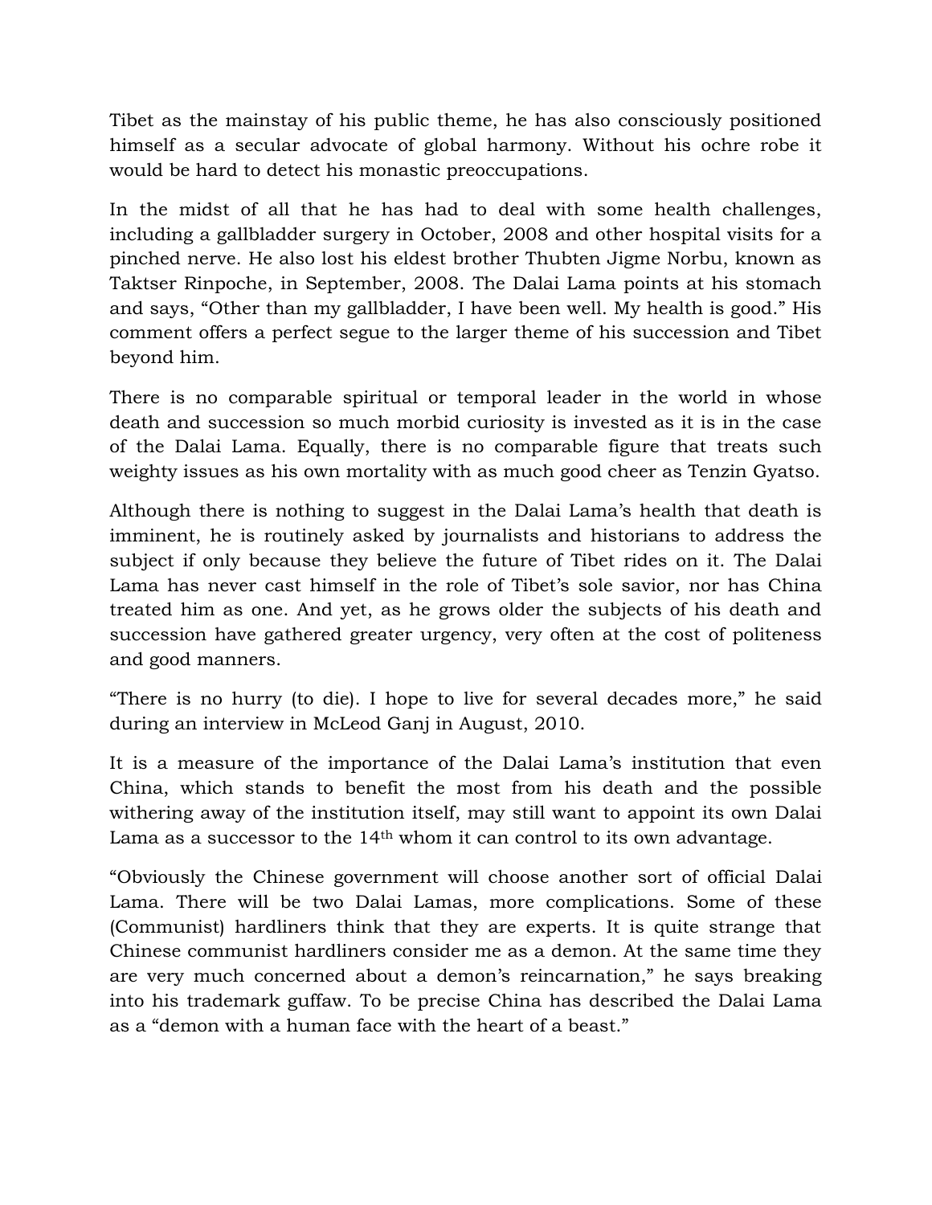Tibet as the mainstay of his public theme, he has also consciously positioned himself as a secular advocate of global harmony. Without his ochre robe it would be hard to detect his monastic preoccupations.

In the midst of all that he has had to deal with some health challenges, including a gallbladder surgery in October, 2008 and other hospital visits for a pinched nerve. He also lost his eldest brother Thubten Jigme Norbu, known as Taktser Rinpoche, in September, 2008. The Dalai Lama points at his stomach and says, "Other than my gallbladder, I have been well. My health is good." His comment offers a perfect segue to the larger theme of his succession and Tibet beyond him.

There is no comparable spiritual or temporal leader in the world in whose death and succession so much morbid curiosity is invested as it is in the case of the Dalai Lama. Equally, there is no comparable figure that treats such weighty issues as his own mortality with as much good cheer as Tenzin Gyatso.

Although there is nothing to suggest in the Dalai Lama's health that death is imminent, he is routinely asked by journalists and historians to address the subject if only because they believe the future of Tibet rides on it. The Dalai Lama has never cast himself in the role of Tibet's sole savior, nor has China treated him as one. And yet, as he grows older the subjects of his death and succession have gathered greater urgency, very often at the cost of politeness and good manners.

"There is no hurry (to die). I hope to live for several decades more," he said during an interview in McLeod Ganj in August, 2010.

It is a measure of the importance of the Dalai Lama's institution that even China, which stands to benefit the most from his death and the possible withering away of the institution itself, may still want to appoint its own Dalai Lama as a successor to the 14th whom it can control to its own advantage.

"Obviously the Chinese government will choose another sort of official Dalai Lama. There will be two Dalai Lamas, more complications. Some of these (Communist) hardliners think that they are experts. It is quite strange that Chinese communist hardliners consider me as a demon. At the same time they are very much concerned about a demon's reincarnation," he says breaking into his trademark guffaw. To be precise China has described the Dalai Lama as a "demon with a human face with the heart of a beast."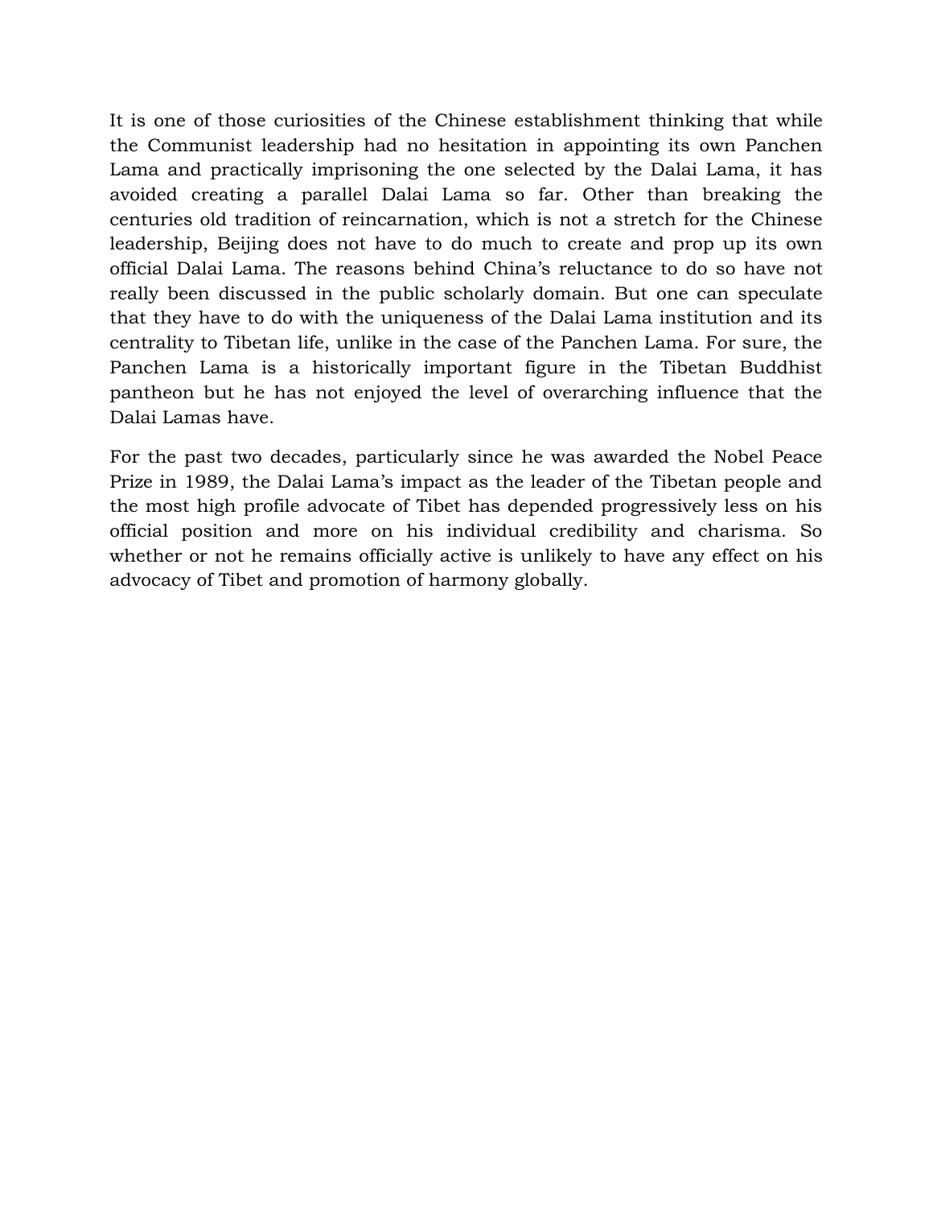It is one of those curiosities of the Chinese establishment thinking that while the Communist leadership had no hesitation in appointing its own Panchen Lama and practically imprisoning the one selected by the Dalai Lama, it has avoided creating a parallel Dalai Lama so far. Other than breaking the centuries old tradition of reincarnation, which is not a stretch for the Chinese leadership, Beijing does not have to do much to create and prop up its own official Dalai Lama. The reasons behind China's reluctance to do so have not really been discussed in the public scholarly domain. But one can speculate that they have to do with the uniqueness of the Dalai Lama institution and its centrality to Tibetan life, unlike in the case of the Panchen Lama. For sure, the Panchen Lama is a historically important figure in the Tibetan Buddhist pantheon but he has not enjoyed the level of overarching influence that the Dalai Lamas have.

For the past two decades, particularly since he was awarded the Nobel Peace Prize in 1989, the Dalai Lama's impact as the leader of the Tibetan people and the most high profile advocate of Tibet has depended progressively less on his official position and more on his individual credibility and charisma. So whether or not he remains officially active is unlikely to have any effect on his advocacy of Tibet and promotion of harmony globally.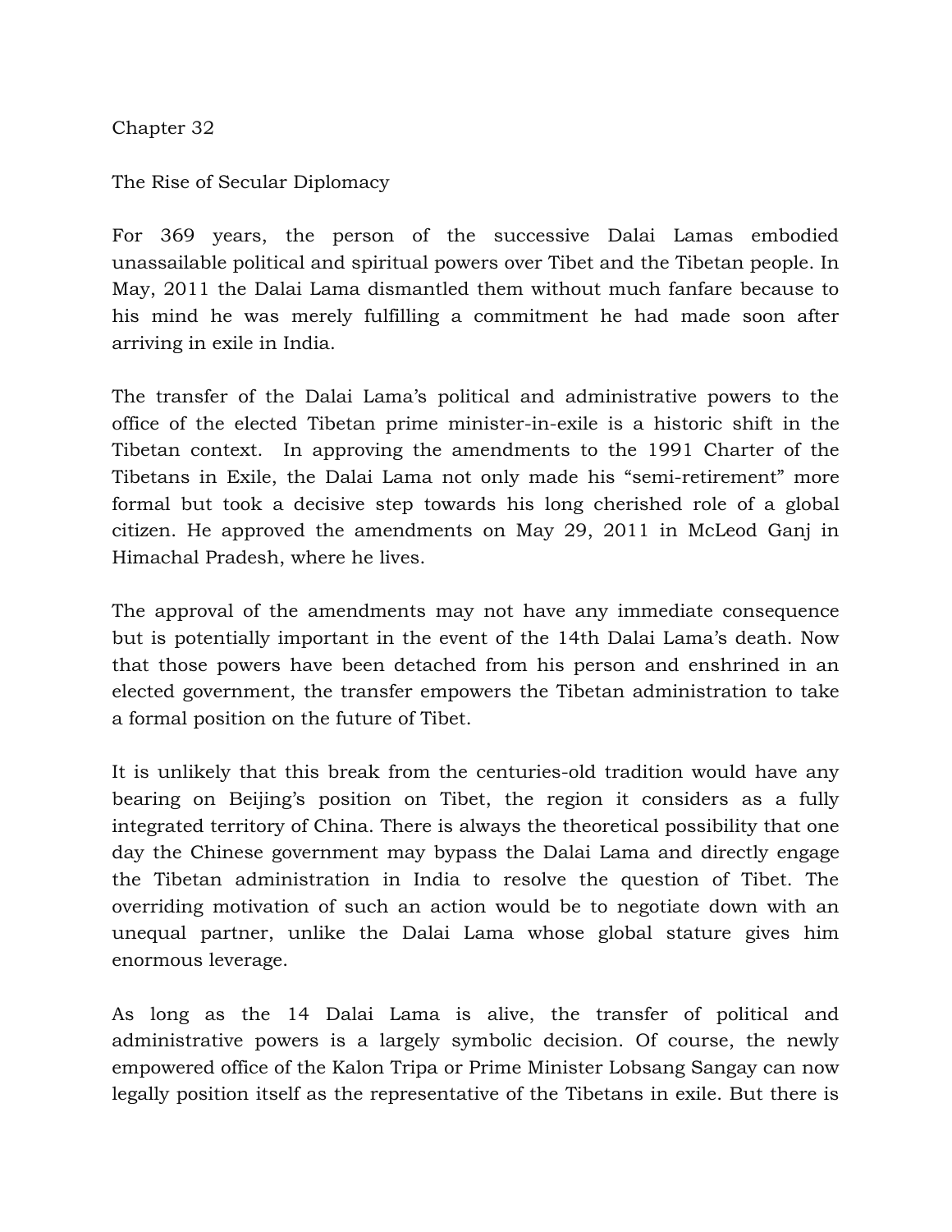Chapter 32

## The Rise of Secular Diplomacy

For 369 years, the person of the successive Dalai Lamas embodied unassailable political and spiritual powers over Tibet and the Tibetan people. In May, 2011 the Dalai Lama dismantled them without much fanfare because to his mind he was merely fulfilling a commitment he had made soon after arriving in exile in India.

The transfer of the Dalai Lama's political and administrative powers to the office of the elected Tibetan prime minister-in-exile is a historic shift in the Tibetan context. In approving the amendments to the 1991 Charter of the Tibetans in Exile, the Dalai Lama not only made his "semi-retirement" more formal but took a decisive step towards his long cherished role of a global citizen. He approved the amendments on May 29, 2011 in McLeod Ganj in Himachal Pradesh, where he lives.

The approval of the amendments may not have any immediate consequence but is potentially important in the event of the 14th Dalai Lama's death. Now that those powers have been detached from his person and enshrined in an elected government, the transfer empowers the Tibetan administration to take a formal position on the future of Tibet.

It is unlikely that this break from the centuries-old tradition would have any bearing on Beijing's position on Tibet, the region it considers as a fully integrated territory of China. There is always the theoretical possibility that one day the Chinese government may bypass the Dalai Lama and directly engage the Tibetan administration in India to resolve the question of Tibet. The overriding motivation of such an action would be to negotiate down with an unequal partner, unlike the Dalai Lama whose global stature gives him enormous leverage.

As long as the 14 Dalai Lama is alive, the transfer of political and administrative powers is a largely symbolic decision. Of course, the newly empowered office of the Kalon Tripa or Prime Minister Lobsang Sangay can now legally position itself as the representative of the Tibetans in exile. But there is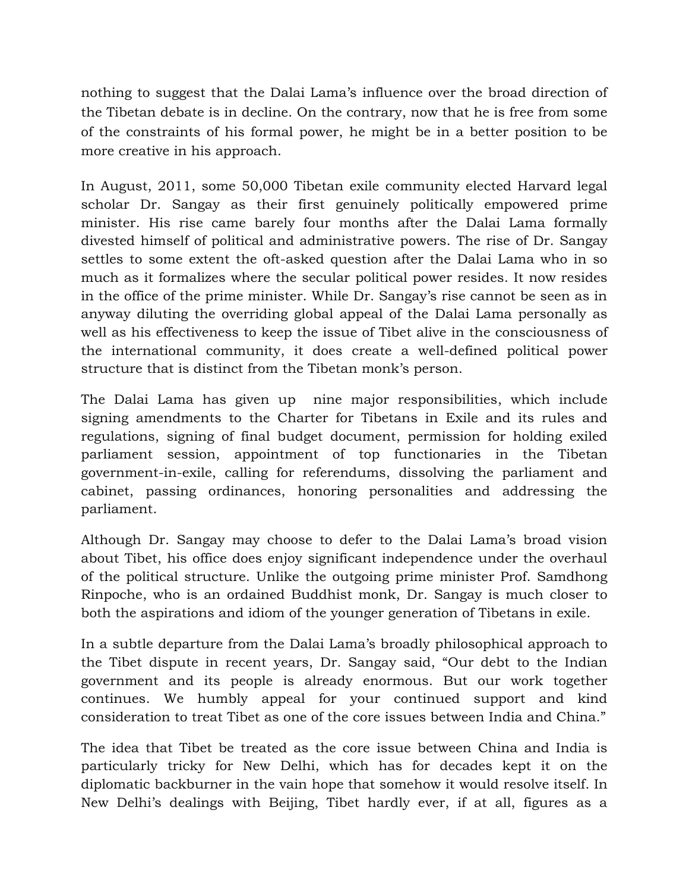nothing to suggest that the Dalai Lama's influence over the broad direction of the Tibetan debate is in decline. On the contrary, now that he is free from some of the constraints of his formal power, he might be in a better position to be more creative in his approach.

In August, 2011, some 50,000 Tibetan exile community elected Harvard legal scholar Dr. Sangay as their first genuinely politically empowered prime minister. His rise came barely four months after the Dalai Lama formally divested himself of political and administrative powers. The rise of Dr. Sangay settles to some extent the oft-asked question after the Dalai Lama who in so much as it formalizes where the secular political power resides. It now resides in the office of the prime minister. While Dr. Sangay's rise cannot be seen as in anyway diluting the overriding global appeal of the Dalai Lama personally as well as his effectiveness to keep the issue of Tibet alive in the consciousness of the international community, it does create a well-defined political power structure that is distinct from the Tibetan monk's person.

The Dalai Lama has given up nine major responsibilities, which include signing amendments to the Charter for Tibetans in Exile and its rules and regulations, signing of final budget document, permission for holding exiled parliament session, appointment of top functionaries in the Tibetan government-in-exile, calling for referendums, dissolving the parliament and cabinet, passing ordinances, honoring personalities and addressing the parliament.

Although Dr. Sangay may choose to defer to the Dalai Lama's broad vision about Tibet, his office does enjoy significant independence under the overhaul of the political structure. Unlike the outgoing prime minister Prof. Samdhong Rinpoche, who is an ordained Buddhist monk, Dr. Sangay is much closer to both the aspirations and idiom of the younger generation of Tibetans in exile.

In a subtle departure from the Dalai Lama's broadly philosophical approach to the Tibet dispute in recent years, Dr. Sangay said, "Our debt to the Indian government and its people is already enormous. But our work together continues. We humbly appeal for your continued support and kind consideration to treat Tibet as one of the core issues between India and China."

The idea that Tibet be treated as the core issue between China and India is particularly tricky for New Delhi, which has for decades kept it on the diplomatic backburner in the vain hope that somehow it would resolve itself. In New Delhi's dealings with Beijing, Tibet hardly ever, if at all, figures as a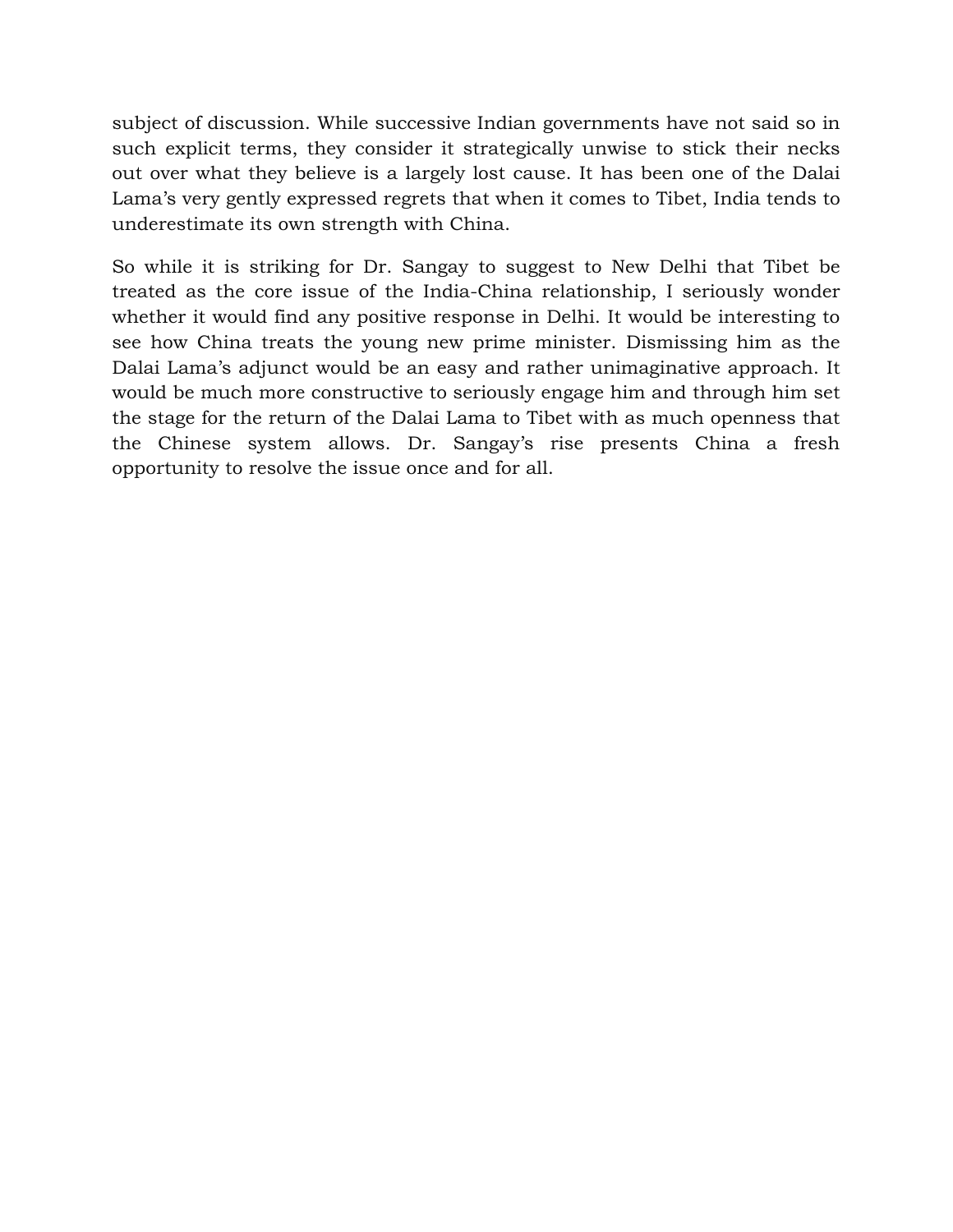subject of discussion. While successive Indian governments have not said so in such explicit terms, they consider it strategically unwise to stick their necks out over what they believe is a largely lost cause. It has been one of the Dalai Lama's very gently expressed regrets that when it comes to Tibet, India tends to underestimate its own strength with China.

So while it is striking for Dr. Sangay to suggest to New Delhi that Tibet be treated as the core issue of the India-China relationship, I seriously wonder whether it would find any positive response in Delhi. It would be interesting to see how China treats the young new prime minister. Dismissing him as the Dalai Lama's adjunct would be an easy and rather unimaginative approach. It would be much more constructive to seriously engage him and through him set the stage for the return of the Dalai Lama to Tibet with as much openness that the Chinese system allows. Dr. Sangay's rise presents China a fresh opportunity to resolve the issue once and for all.